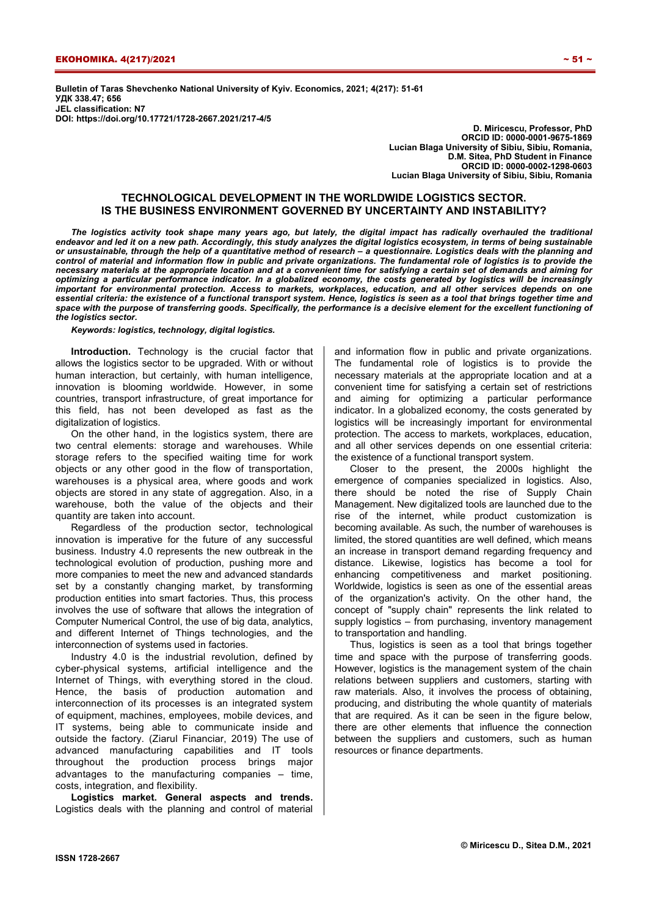Bulletin of Taras Shevchenko National University of Kyiv. Economics, 2021; 4(217): 51-61
УДК 338.47; 656
JEL classification: N7
DOI: https://doi.org/10.17721/1728-2667.2021/217-4/5

D. Miricescu, Professor, PhD
ORCID ID: 0000-0001-9675-1869
Lucian Blaga University of Sibiu, Sibiu, Romania,
D.M. Sitea, PhD Student in Finance
ORCID ID: 0000-0002-1298-0603
Lucian Blaga University of Sibiu, Sibiu, Romania

# TECHNOLOGICAL DEVELOPMENT IN THE WORLDWIDE LOGISTICS SECTOR. IS THE BUSINESS ENVIRONMENT GOVERNED BY UNCERTAINTY AND INSTABILITY?

***The logistics activity took shape many years ago, but lately, the digital impact has radically overhauled the traditional endeavor and led it on a new path. Accordingly, this study analyzes the digital logistics ecosystem, in terms of being sustainable or unsustainable, through the help of a quantitative method of research – a questionnaire. Logistics deals with the planning and control of material and information flow in public and private organizations. The fundamental role of logistics is to provide the necessary materials at the appropriate location and at a convenient time for satisfying a certain set of demands and aiming for optimizing a particular performance indicator. In a globalized economy, the costs generated by logistics will be increasingly important for environmental protection. Access to markets, workplaces, education, and all other services depends on one essential criteria: the existence of a functional transport system. Hence, logistics is seen as a tool that brings together time and space with the purpose of transferring goods. Specifically, the performance is a decisive element for the excellent functioning of the logistics sector.***

***Keywords: logistics, technology, digital logistics.***

**Introduction.** Technology is the crucial factor that allows the logistics sector to be upgraded. With or without human interaction, but certainly, with human intelligence, innovation is blooming worldwide. However, in some countries, transport infrastructure, of great importance for this field, has not been developed as fast as the digitalization of logistics.

On the other hand, in the logistics system, there are two central elements: storage and warehouses. While storage refers to the specified waiting time for work objects or any other good in the flow of transportation, warehouses is a physical area, where goods and work objects are stored in any state of aggregation. Also, in a warehouse, both the value of the objects and their quantity are taken into account.

Regardless of the production sector, technological innovation is imperative for the future of any successful business. Industry 4.0 represents the new outbreak in the technological evolution of production, pushing more and more companies to meet the new and advanced standards set by a constantly changing market, by transforming production entities into smart factories. Thus, this process involves the use of software that allows the integration of Computer Numerical Control, the use of big data, analytics, and different Internet of Things technologies, and the interconnection of systems used in factories.

Industry 4.0 is the industrial revolution, defined by cyber-physical systems, artificial intelligence and the Internet of Things, with everything stored in the cloud. Hence, the basis of production automation and interconnection of its processes is an integrated system of equipment, machines, employees, mobile devices, and IT systems, being able to communicate inside and outside the factory. (Ziarul Financiar, 2019) The use of advanced manufacturing capabilities and IT tools throughout the production process brings major advantages to the manufacturing companies – time, costs, integration, and flexibility.

**Logistics market. General aspects and trends.** Logistics deals with the planning and control of material and information flow in public and private organizations. The fundamental role of logistics is to provide the necessary materials at the appropriate location and at a convenient time for satisfying a certain set of restrictions and aiming for optimizing a particular performance indicator. In a globalized economy, the costs generated by logistics will be increasingly important for environmental protection. The access to markets, workplaces, education, and all other services depends on one essential criteria: the existence of a functional transport system.

Closer to the present, the 2000s highlight the emergence of companies specialized in logistics. Also, there should be noted the rise of Supply Chain Management. New digitalized tools are launched due to the rise of the internet, while product customization is becoming available. As such, the number of warehouses is limited, the stored quantities are well defined, which means an increase in transport demand regarding frequency and distance. Likewise, logistics has become a tool for enhancing competitiveness and market positioning. Worldwide, logistics is seen as one of the essential areas of the organization's activity. On the other hand, the concept of "supply chain" represents the link related to supply logistics – from purchasing, inventory management to transportation and handling.

Thus, logistics is seen as a tool that brings together time and space with the purpose of transferring goods. However, logistics is the management system of the chain relations between suppliers and customers, starting with raw materials. Also, it involves the process of obtaining, producing, and distributing the whole quantity of materials that are required. As it can be seen in the figure below, there are other elements that influence the connection between the suppliers and customers, such as human resources or finance departments.

© Miricescu D., Sitea D.M., 2021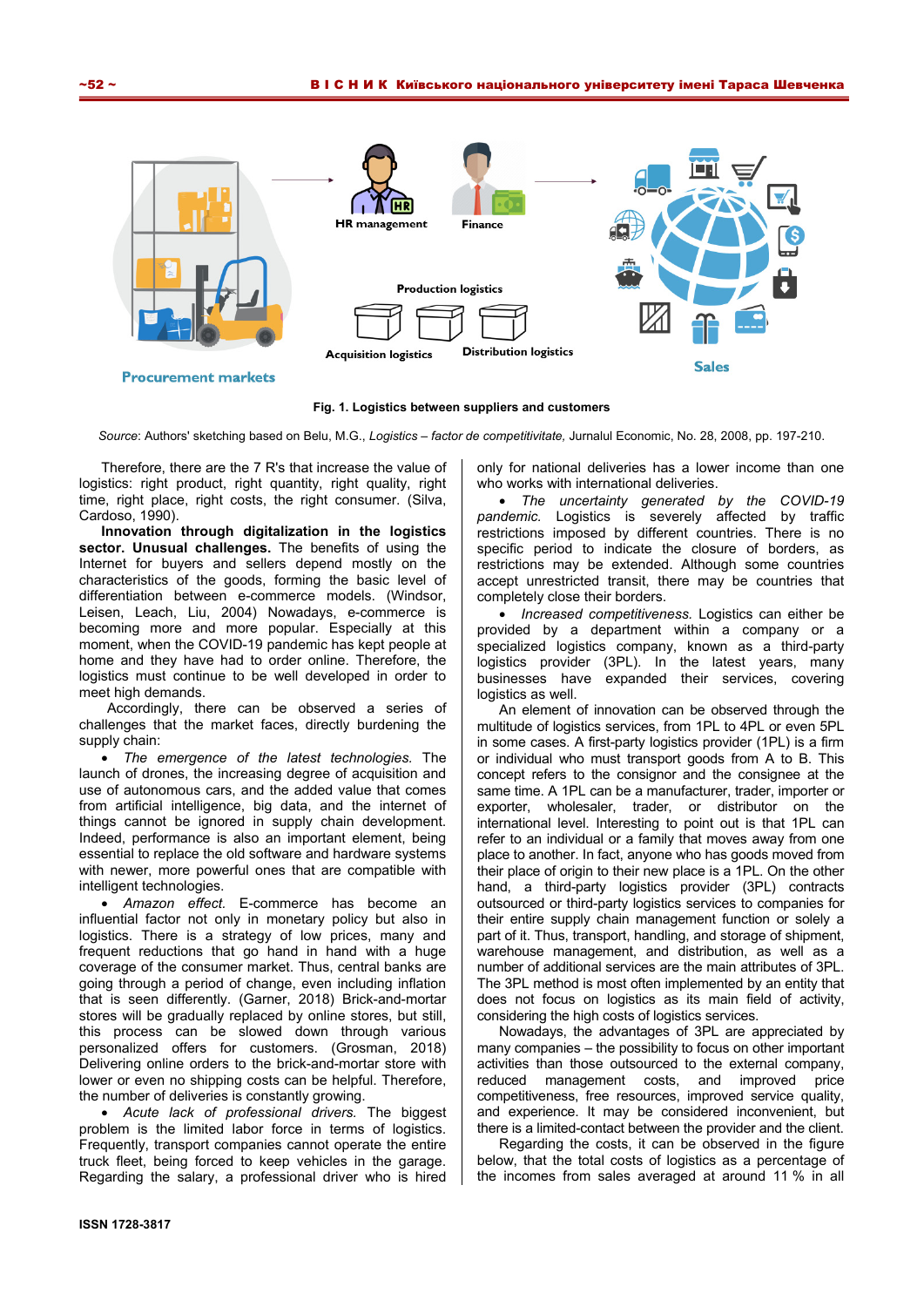Procurement markets

HR management

Finance

Production logistics

Acquisition logistics

Distribution logistics

Sales

**Fig. 1. Logistics between suppliers and customers**

*Source*: Authors' sketching based on Belu, M.G., *Logistics – factor de competitivitate*, Jurnalul Economic, No. 28, 2008, pp. 197-210.

Therefore, there are the 7 R's that increase the value of logistics: right product, right quantity, right quality, right time, right place, right costs, the right consumer. (Silva, Cardoso, 1990).

**Innovation through digitalization in the logistics sector. Unusual challenges.** The benefits of using the Internet for buyers and sellers depend mostly on the characteristics of the goods, forming the basic level of differentiation between e-commerce models. (Windsor, Leisen, Leach, Liu, 2004) Nowadays, e-commerce is becoming more and more popular. Especially at this moment, when the COVID-19 pandemic has kept people at home and they have had to order online. Therefore, the logistics must continue to be well developed in order to meet high demands.

Accordingly, there can be observed a series of challenges that the market faces, directly burdening the supply chain:

- *The emergence of the latest technologies.* The launch of drones, the increasing degree of acquisition and use of autonomous cars, and the added value that comes from artificial intelligence, big data, and the internet of things cannot be ignored in supply chain development. Indeed, performance is also an important element, being essential to replace the old software and hardware systems with newer, more powerful ones that are compatible with intelligent technologies.
- *Amazon effect.* E-commerce has become an influential factor not only in monetary policy but also in logistics. There is a strategy of low prices, many and frequent reductions that go hand in hand with a huge coverage of the consumer market. Thus, central banks are going through a period of change, even including inflation that is seen differently. (Garner, 2018) Brick-and-mortar stores will be gradually replaced by online stores, but still, this process can be slowed down through various personalized offers for customers. (Grosman, 2018) Delivering online orders to the brick-and-mortar store with lower or even no shipping costs can be helpful. Therefore, the number of deliveries is constantly growing.
- *Acute lack of professional drivers.* The biggest problem is the limited labor force in terms of logistics. Frequently, transport companies cannot operate the entire truck fleet, being forced to keep vehicles in the garage. Regarding the salary, a professional driver who is hired only for national deliveries has a lower income than one who works with international deliveries.
- *The uncertainty generated by the COVID-19 pandemic.* Logistics is severely affected by traffic restrictions imposed by different countries. There is no specific period to indicate the closure of borders, as restrictions may be extended. Although some countries accept unrestricted transit, there may be countries that completely close their borders.
- *Increased competitiveness.* Logistics can either be provided by a department within a company or a specialized logistics company, known as a third-party logistics provider (3PL). In the latest years, many businesses have expanded their services, covering logistics as well.

An element of innovation can be observed through the multitude of logistics services, from 1PL to 4PL or even 5PL in some cases. A first-party logistics provider (1PL) is a firm or individual who must transport goods from A to B. This concept refers to the consignor and the consignee at the same time. A 1PL can be a manufacturer, trader, importer or exporter, wholesaler, trader, or distributor on the international level. Interesting to point out is that 1PL can refer to an individual or a family that moves away from one place to another. In fact, anyone who has goods moved from their place of origin to their new place is a 1PL. On the other hand, a third-party logistics provider (3PL) contracts outsourced or third-party logistics services to companies for their entire supply chain management function or solely a part of it. Thus, transport, handling, and storage of shipment, warehouse management, and distribution, as well as a number of additional services are the main attributes of 3PL. The 3PL method is most often implemented by an entity that does not focus on logistics as its main field of activity, considering the high costs of logistics services.

Nowadays, the advantages of 3PL are appreciated by many companies – the possibility to focus on other important activities than those outsourced to the external company, reduced management costs, and improved price competitiveness, free resources, improved service quality, and experience. It may be considered inconvenient, but there is a limited-contact between the provider and the client.

Regarding the costs, it can be observed in the figure below, that the total costs of logistics as a percentage of the incomes from sales averaged at around 11 % in all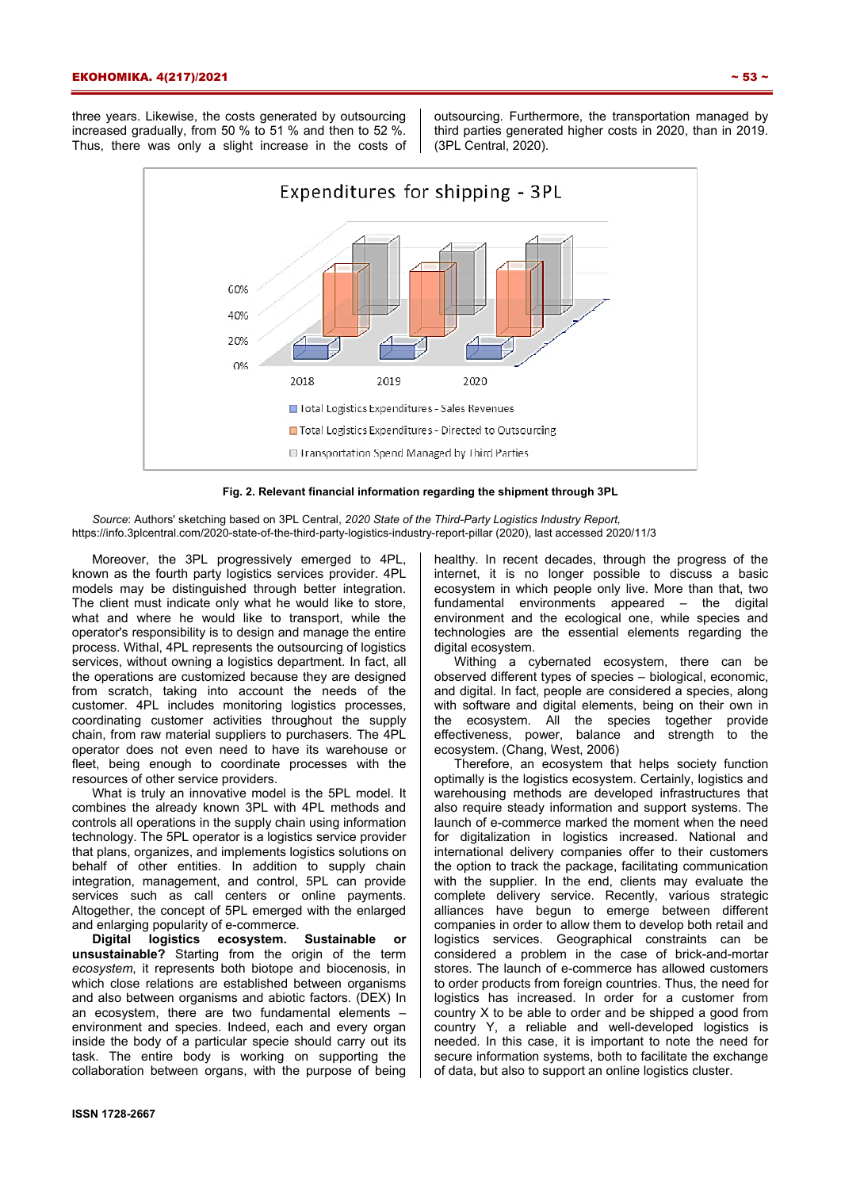three years. Likewise, the costs generated by outsourcing increased gradually, from 50 % to 51 % and then to 52 %. Thus, there was only a slight increase in the costs of outsourcing. Furthermore, the transportation managed by third parties generated higher costs in 2020, than in 2019. (3PL Central, 2020).

**Fig. 2. Relevant financial information regarding the shipment through 3PL**

*Source*: Authors' sketching based on 3PL Central, *2020 State of the Third-Party Logistics Industry Report,* https://info.3plcentral.com/2020-state-of-the-third-party-logistics-industry-report-pillar (2020), last accessed 2020/11/3

Moreover, the 3PL progressively emerged to 4PL, known as the fourth party logistics services provider. 4PL models may be distinguished through better integration. The client must indicate only what he would like to store, what and where he would like to transport, while the operator's responsibility is to design and manage the entire process. Withal, 4PL represents the outsourcing of logistics services, without owning a logistics department. In fact, all the operations are customized because they are designed from scratch, taking into account the needs of the customer. 4PL includes monitoring logistics processes, coordinating customer activities throughout the supply chain, from raw material suppliers to purchasers. The 4PL operator does not even need to have its warehouse or fleet, being enough to coordinate processes with the resources of other service providers.

What is truly an innovative model is the 5PL model. It combines the already known 3PL with 4PL methods and controls all operations in the supply chain using information technology. The 5PL operator is a logistics service provider that plans, organizes, and implements logistics solutions on behalf of other entities. In addition to supply chain integration, management, and control, 5PL can provide services such as call centers or online payments. Altogether, the concept of 5PL emerged with the enlarged and enlarging popularity of e-commerce.

**Digital logistics ecosystem. Sustainable or unsustainable?** Starting from the origin of the term *ecosystem*, it represents both biotope and biocenosis, in which close relations are established between organisms and also between organisms and abiotic factors. (DEX) In an ecosystem, there are two fundamental elements – environment and species. Indeed, each and every organ inside the body of a particular specie should carry out its task. The entire body is working on supporting the collaboration between organs, with the purpose of being healthy. In recent decades, through the progress of the internet, it is no longer possible to discuss a basic ecosystem in which people only live. More than that, two fundamental environments appeared – the digital environment and the ecological one, while species and technologies are the essential elements regarding the digital ecosystem.

Withing a cybernated ecosystem, there can be observed different types of species – biological, economic, and digital. In fact, people are considered a species, along with software and digital elements, being on their own in the ecosystem. All the species together provide effectiveness, power, balance and strength to the ecosystem. (Chang, West, 2006)

Therefore, an ecosystem that helps society function optimally is the logistics ecosystem. Certainly, logistics and warehousing methods are developed infrastructures that also require steady information and support systems. The launch of e-commerce marked the moment when the need for digitalization in logistics increased. National and international delivery companies offer to their customers the option to track the package, facilitating communication with the supplier. In the end, clients may evaluate the complete delivery service. Recently, various strategic alliances have begun to emerge between different companies in order to allow them to develop both retail and logistics services. Geographical constraints can be considered a problem in the case of brick-and-mortar stores. The launch of e-commerce has allowed customers to order products from foreign countries. Thus, the need for logistics has increased. In order for a customer from country X to be able to order and be shipped a good from country Y, a reliable and well-developed logistics is needed. In this case, it is important to note the need for secure information systems, both to facilitate the exchange of data, but also to support an online logistics cluster.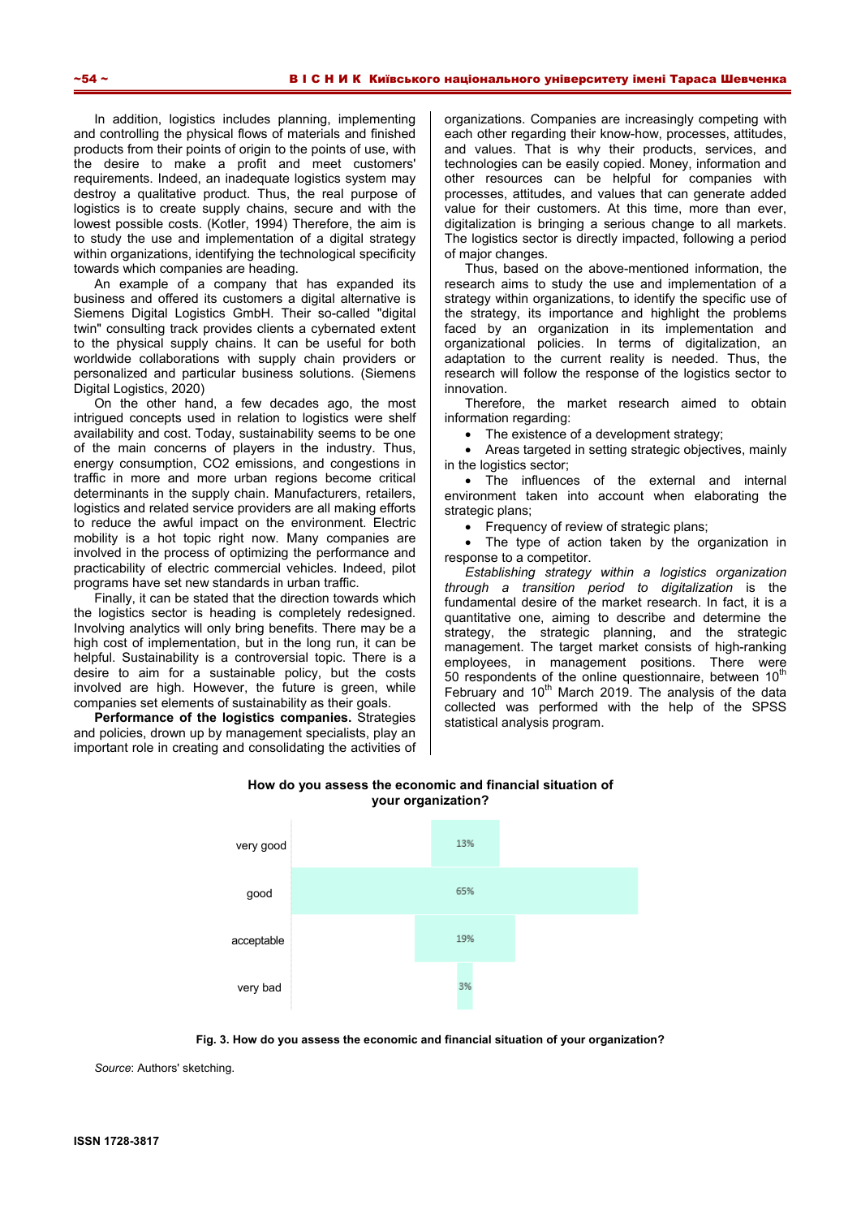In addition, logistics includes planning, implementing and controlling the physical flows of materials and finished products from their points of origin to the points of use, with the desire to make a profit and meet customers' requirements. Indeed, an inadequate logistics system may destroy a qualitative product. Thus, the real purpose of logistics is to create supply chains, secure and with the lowest possible costs. (Kotler, 1994) Therefore, the aim is to study the use and implementation of a digital strategy within organizations, identifying the technological specificity towards which companies are heading.

An example of a company that has expanded its business and offered its customers a digital alternative is Siemens Digital Logistics GmbH. Their so-called "digital twin" consulting track provides clients a cybernated extent to the physical supply chains. It can be useful for both worldwide collaborations with supply chain providers or personalized and particular business solutions. (Siemens Digital Logistics, 2020)

On the other hand, a few decades ago, the most intrigued concepts used in relation to logistics were shelf availability and cost. Today, sustainability seems to be one of the main concerns of players in the industry. Thus, energy consumption, $CO_2$ emissions, and congestions in traffic in more and more urban regions become critical determinants in the supply chain. Manufacturers, retailers, logistics and related service providers are all making efforts to reduce the awful impact on the environment. Electric mobility is a hot topic right now. Many companies are involved in the process of optimizing the performance and practicability of electric commercial vehicles. Indeed, pilot programs have set new standards in urban traffic.

Finally, it can be stated that the direction towards which the logistics sector is heading is completely redesigned. Involving analytics will only bring benefits. There may be a high cost of implementation, but in the long run, it can be helpful. Sustainability is a controversial topic. There is a desire to aim for a sustainable policy, but the costs involved are high. However, the future is green, while companies set elements of sustainability as their goals.

**Performance of the logistics companies.** Strategies and policies, drawn up by management specialists, play an important role in creating and consolidating the activities of organizations. Companies are increasingly competing with each other regarding their know-how, processes, attitudes, and values. That is why their products, services, and technologies can be easily copied. Money, information and other resources can be helpful for companies with processes, attitudes, and values that can generate added value for their customers. At this time, more than ever, digitalization is bringing a serious change to all markets. The logistics sector is directly impacted, following a period of major changes.

Thus, based on the above-mentioned information, the research aims to study the use and implementation of a strategy within organizations, to identify the specific use of the strategy, its importance and highlight the problems faced by an organization in its implementation and organizational policies. In terms of digitalization, an adaptation to the current reality is needed. Thus, the research will follow the response of the logistics sector to innovation.

Therefore, the market research aimed to obtain information regarding:

- The existence of a development strategy;
- Areas targeted in setting strategic objectives, mainly in the logistics sector;
- The influences of the external and internal environment taken into account when elaborating the strategic plans;
- Frequency of review of strategic plans;
- The type of action taken by the organization in response to a competitor.

*Establishing strategy within a logistics organization through a transition period to digitalization* is the fundamental desire of the market research. In fact, it is a quantitative one, aiming to describe and determine the strategy, the strategic planning, and the strategic management. The target market consists of high-ranking employees, in management positions. There were 50 respondents of the online questionnaire, between 10th February and 10th March 2019. The analysis of the data collected was performed with the help of the SPSS statistical analysis program.

**How do you assess the economic and financial situation of your organization?**

| Response | Share |
|---|---|
| very good | 13% |
| good | 65% |
| acceptable | 19% |
| very bad | 3% |

**Fig. 3. How do you assess the economic and financial situation of your organization?**

*Source*: Authors' sketching.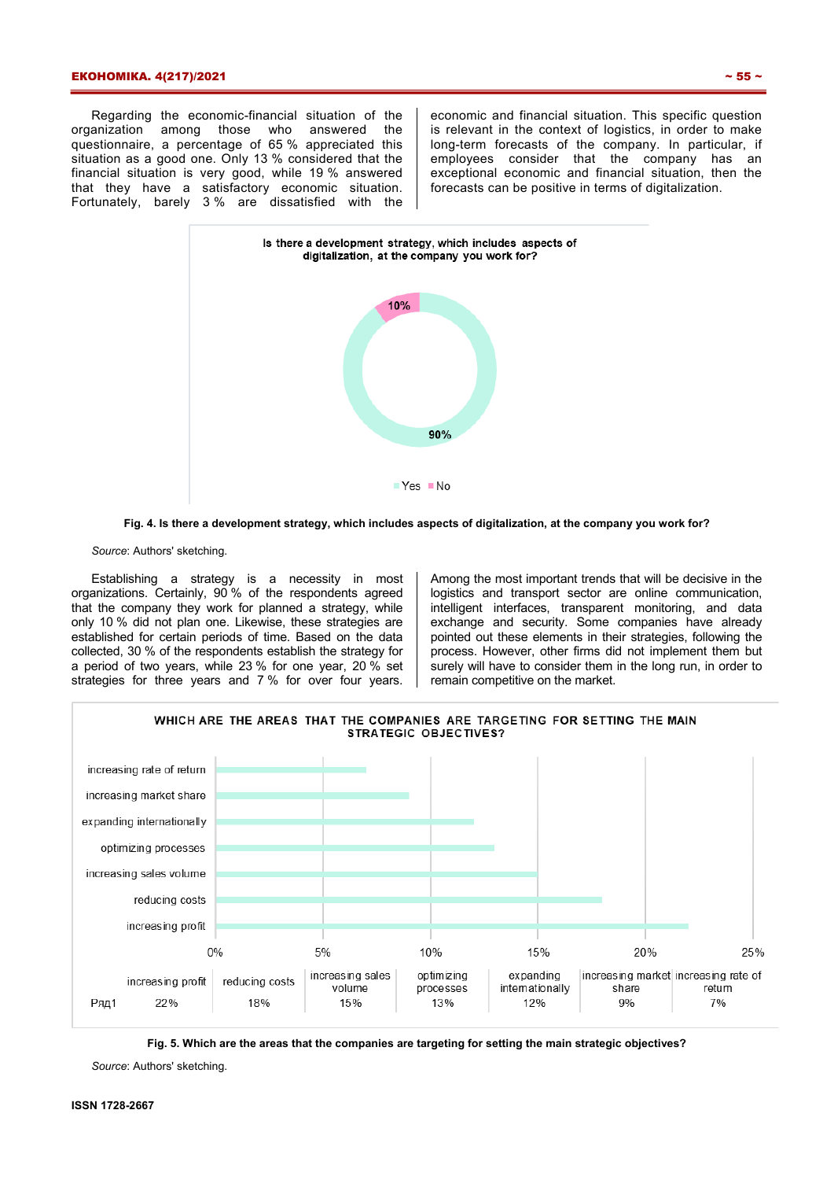Regarding the economic-financial situation of the organization among those who answered the questionnaire, a percentage of 65 % appreciated this situation as a good one. Only 13 % considered that the financial situation is very good, while 19 % answered that they have a satisfactory economic situation. Fortunately, barely 3 % are dissatisfied with the economic and financial situation. This specific question is relevant in the context of logistics, in order to make long-term forecasts of the company. In particular, if employees consider that the company has an exceptional economic and financial situation, then the forecasts can be positive in terms of digitalization.

**Is there a development strategy, which includes aspects of digitalization, at the company you work for?**

10%

90%

Yes No

**Fig. 4. Is there a development strategy, which includes aspects of digitalization, at the company you work for?**

*Source*: Authors' sketching.

Establishing a strategy is a necessity in most organizations. Certainly, 90 % of the respondents agreed that the company they work for planned a strategy, while only 10 % did not plan one. Likewise, these strategies are established for certain periods of time. Based on the data collected, 30 % of the respondents establish the strategy for a period of two years, while 23 % for one year, 20 % set strategies for three years and 7 % for over four years. Among the most important trends that will be decisive in the logistics and transport sector are online communication, intelligent interfaces, transparent monitoring, and data exchange and security. Some companies have already pointed out these elements in their strategies, following the process. However, other firms did not implement them but surely will have to consider them in the long run, in order to remain competitive on the market.

**WHICH ARE THE AREAS THAT THE COMPANIES ARE TARGETING FOR SETTING THE MAIN STRATEGIC OBJECTIVES?**

| | increasing profit | reducing costs | increasing sales volume | optimizing processes | expanding internationally | increasing market share | increasing rate of return |
|---|---|---|---|---|---|---|---|
| Ряд1 | 22% | 18% | 15% | 13% | 12% | 9% | 7% |

**Fig. 5. Which are the areas that the companies are targeting for setting the main strategic objectives?**

*Source*: Authors' sketching.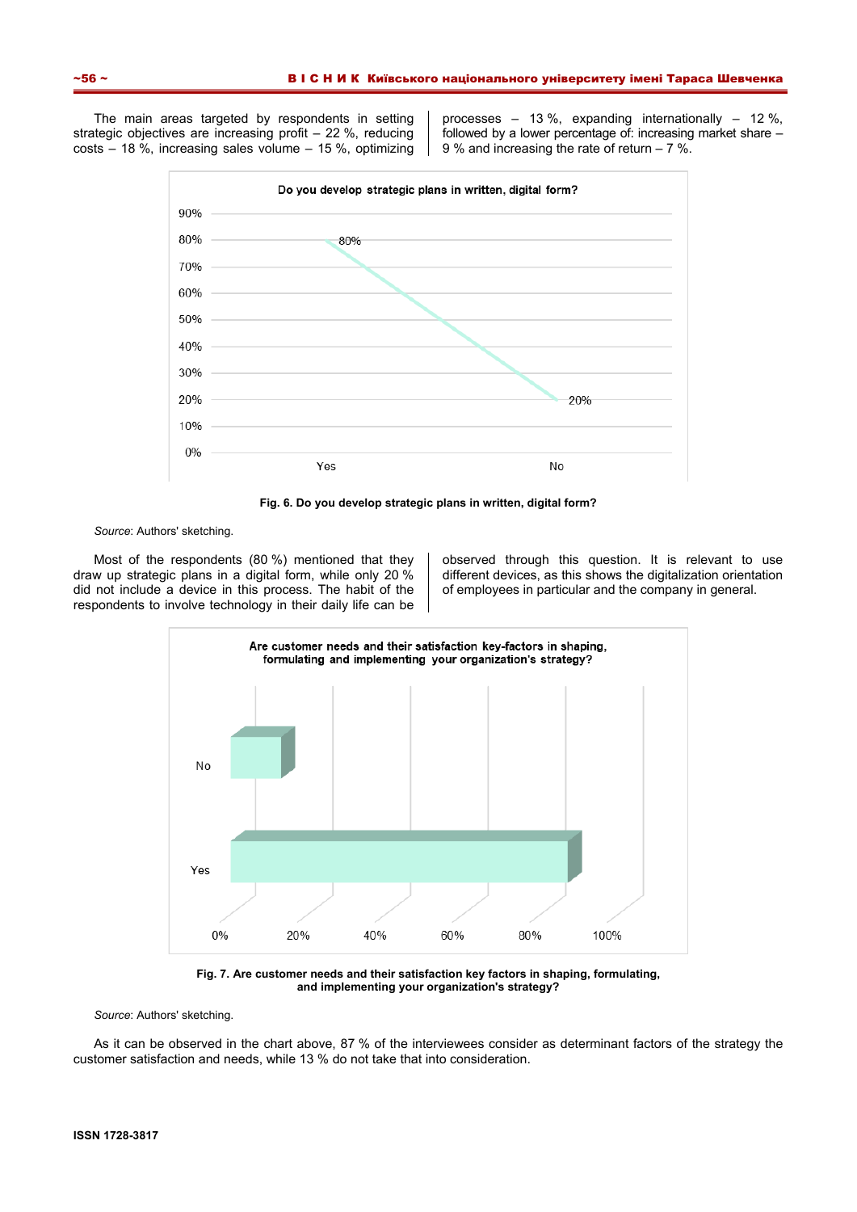The main areas targeted by respondents in setting strategic objectives are increasing profit – 22 %, reducing costs – 18 %, increasing sales volume – 15 %, optimizing processes – 13 %, expanding internationally – 12 %, followed by a lower percentage of: increasing market share – 9 % and increasing the rate of return – 7 %.

**Fig. 6. Do you develop strategic plans in written, digital form?**

*Source*: Authors' sketching.

Most of the respondents (80 %) mentioned that they draw up strategic plans in a digital form, while only 20 % did not include a device in this process. The habit of the respondents to involve technology in their daily life can be observed through this question. It is relevant to use different devices, as this shows the digitalization orientation of employees in particular and the company in general.

**Fig. 7. Are customer needs and their satisfaction key factors in shaping, formulating, and implementing your organization's strategy?**

*Source*: Authors' sketching.

As it can be observed in the chart above, 87 % of the interviewees consider as determinant factors of the strategy the customer satisfaction and needs, while 13 % do not take that into consideration.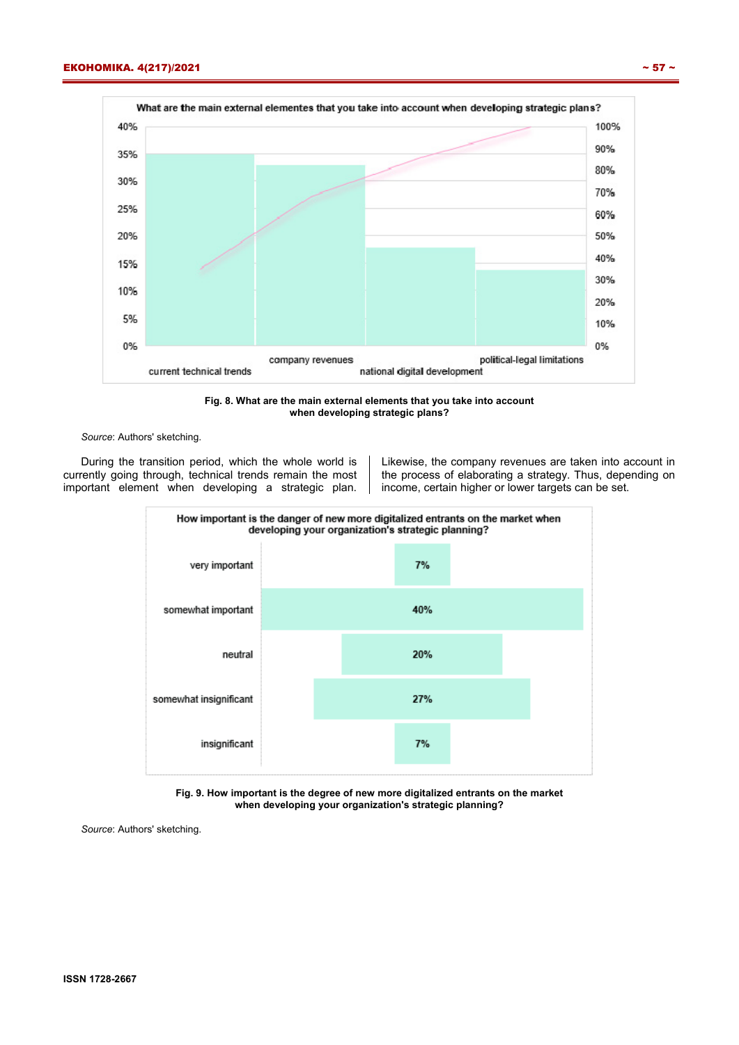Fig. 8. What are the main external elements that you take into account when developing strategic plans?

*Source*: Authors' sketching.

During the transition period, which the whole world is currently going through, technical trends remain the most important element when developing a strategic plan. Likewise, the company revenues are taken into account in the process of elaborating a strategy. Thus, depending on income, certain higher or lower targets can be set.

Fig. 9. How important is the degree of new more digitalized entrants on the market when developing your organization's strategic planning?

*Source*: Authors' sketching.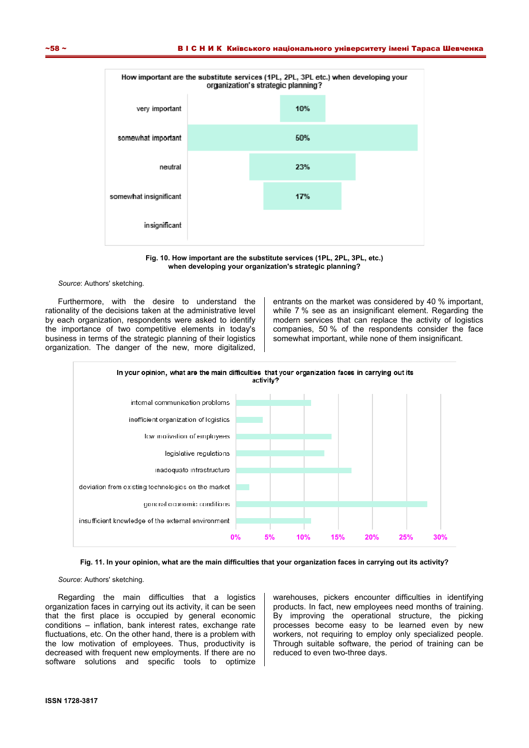How important are the substitute services (1PL, 2PL, 3PL etc.) when developing your organization's strategic planning?

| | |
|---|---|
| very important | 10% |
| somewhat important | 50% |
| neutral | 23% |
| somewhat insignificant | 17% |
| insignificant | |

**Fig. 10. How important are the substitute services (1PL, 2PL, 3PL, etc.) when developing your organization's strategic planning?**

*Source*: Authors' sketching.

Furthermore, with the desire to understand the rationality of the decisions taken at the administrative level by each organization, respondents were asked to identify the importance of two competitive elements in today's business in terms of the strategic planning of their logistics organization. The danger of the new, more digitalized, entrants on the market was considered by 40 % important, while 7 % see as an insignificant element. Regarding the modern services that can replace the activity of logistics companies, 50 % of the respondents consider the face somewhat important, while none of them insignificant.

In your opinion, what are the main difficulties that your organization faces in carrying out its activity?

- internal communication problems
- inefficient organization of logistics
- low motivation of employees
- legislative regulations
- inadequate infrastructure
- deviation from existing technologies on the market
- general economic conditions
- insufficient knowledge of the external environment

0% 5% 10% 15% 20% 25% 30%

**Fig. 11. In your opinion, what are the main difficulties that your organization faces in carrying out its activity?**

*Source*: Authors' sketching.

Regarding the main difficulties that a logistics organization faces in carrying out its activity, it can be seen that the first place is occupied by general economic conditions – inflation, bank interest rates, exchange rate fluctuations, etc. On the other hand, there is a problem with the low motivation of employees. Thus, productivity is decreased with frequent new employments. If there are no software solutions and specific tools to optimize warehouses, pickers encounter difficulties in identifying products. In fact, new employees need months of training. By improving the operational structure, the picking processes become easy to be learned even by new workers, not requiring to employ only specialized people. Through suitable software, the period of training can be reduced to even two-three days.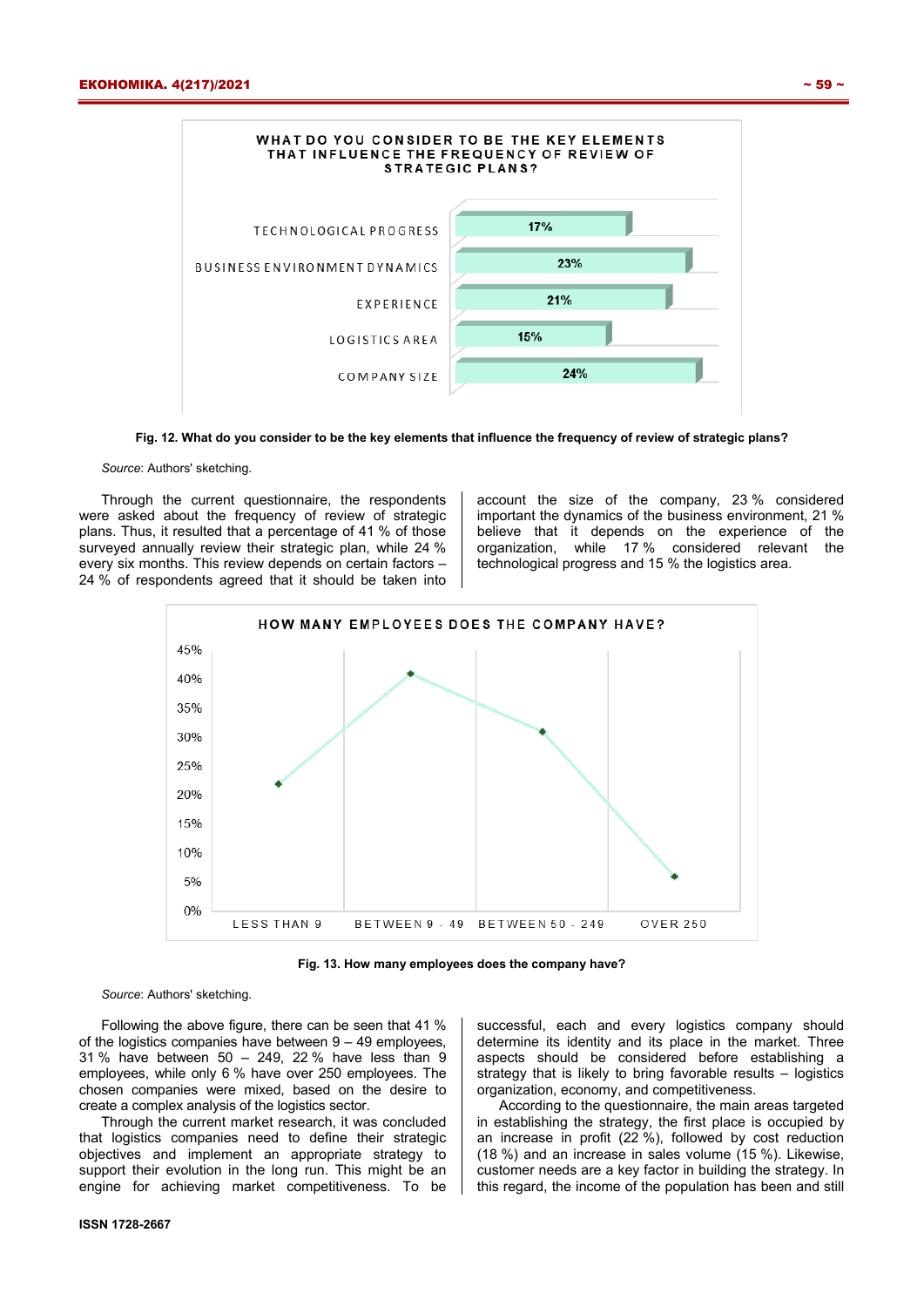**Fig. 12. What do you consider to be the key elements that influence the frequency of review of strategic plans?**

*Source*: Authors' sketching.

Through the current questionnaire, the respondents were asked about the frequency of review of strategic plans. Thus, it resulted that a percentage of 41 % of those surveyed annually review their strategic plan, while 24 % every six months. This review depends on certain factors – 24 % of respondents agreed that it should be taken into account the size of the company, 23 % considered important the dynamics of the business environment, 21 % believe that it depends on the experience of the organization, while 17 % considered relevant the technological progress and 15 % the logistics area.

**Fig. 13. How many employees does the company have?**

*Source*: Authors' sketching.

Following the above figure, there can be seen that 41 % of the logistics companies have between 9 – 49 employees, 31 % have between 50 – 249, 22 % have less than 9 employees, while only 6 % have over 250 employees. The chosen companies were mixed, based on the desire to create a complex analysis of the logistics sector.

Through the current market research, it was concluded that logistics companies need to define their strategic objectives and implement an appropriate strategy to support their evolution in the long run. This might be an engine for achieving market competitiveness. To be successful, each and every logistics company should determine its identity and its place in the market. Three aspects should be considered before establishing a strategy that is likely to bring favorable results – logistics organization, economy, and competitiveness.

According to the questionnaire, the main areas targeted in establishing the strategy, the first place is occupied by an increase in profit (22 %), followed by cost reduction (18 %) and an increase in sales volume (15 %). Likewise, customer needs are a key factor in building the strategy. In this regard, the income of the population has been and still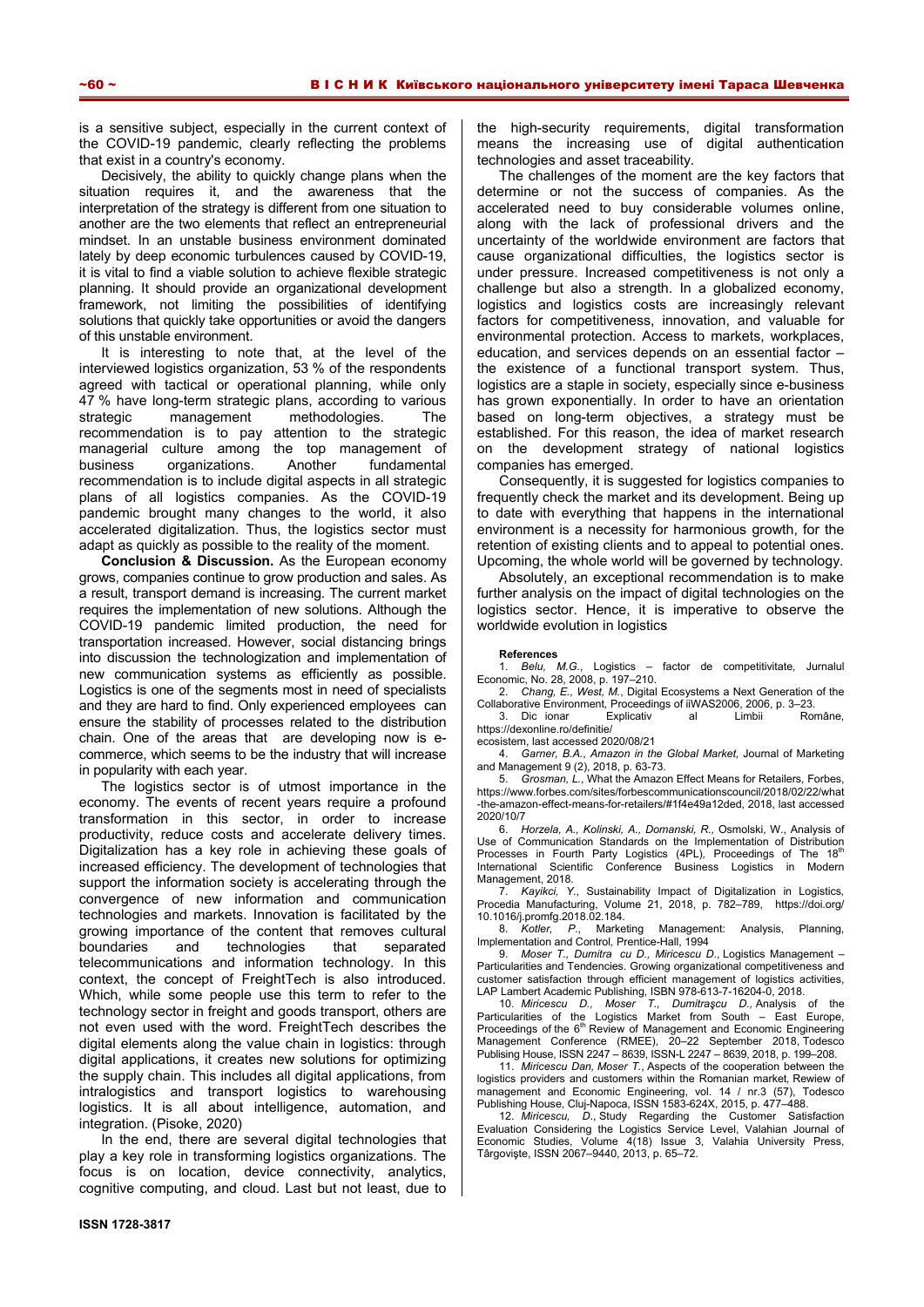is a sensitive subject, especially in the current context of the COVID-19 pandemic, clearly reflecting the problems that exist in a country's economy.

Decisively, the ability to quickly change plans when the situation requires it, and the awareness that the interpretation of the strategy is different from one situation to another are the two elements that reflect an entrepreneurial mindset. In an unstable business environment dominated lately by deep economic turbulences caused by COVID-19, it is vital to find a viable solution to achieve flexible strategic planning. It should provide an organizational development framework, not limiting the possibilities of identifying solutions that quickly take opportunities or avoid the dangers of this unstable environment.

It is interesting to note that, at the level of the interviewed logistics organization, 53 % of the respondents agreed with tactical or operational planning, while only 47 % have long-term strategic plans, according to various strategic management methodologies. The recommendation is to pay attention to the strategic managerial culture among the top management of business organizations. Another fundamental recommendation is to include digital aspects in all strategic plans of all logistics companies. As the COVID-19 pandemic brought many changes to the world, it also accelerated digitalization. Thus, the logistics sector must adapt as quickly as possible to the reality of the moment.

**Conclusion & Discussion.** As the European economy grows, companies continue to grow production and sales. As a result, transport demand is increasing. The current market requires the implementation of new solutions. Although the COVID-19 pandemic limited production, the need for transportation increased. However, social distancing brings into discussion the technologization and implementation of new communication systems as efficiently as possible. Logistics is one of the segments most in need of specialists and they are hard to find. Only experienced employees can ensure the stability of processes related to the distribution chain. One of the areas that are developing now is e-commerce, which seems to be the industry that will increase in popularity with each year.

The logistics sector is of utmost importance in the economy. The events of recent years require a profound transformation in this sector, in order to increase productivity, reduce costs and accelerate delivery times. Digitalization has a key role in achieving these goals of increased efficiency. The development of technologies that support the information society is accelerating through the convergence of new information and communication technologies and markets. Innovation is facilitated by the growing importance of the content that removes cultural boundaries and technologies that separated telecommunications and information technology. In this context, the concept of FreightTech is also introduced. Which, while some people use this term to refer to the technology sector in freight and goods transport, others are not even used with the word. FreightTech describes the digital elements along the value chain in logistics: through digital applications, it creates new solutions for optimizing the supply chain. This includes all digital applications, from intralogistics and transport logistics to warehousing logistics. It is all about intelligence, automation, and integration. (Pisoke, 2020)

In the end, there are several digital technologies that play a key role in transforming logistics organizations. The focus is on location, device connectivity, analytics, cognitive computing, and cloud. Last but not least, due to the high-security requirements, digital transformation means the increasing use of digital authentication technologies and asset traceability.

The challenges of the moment are the key factors that determine or not the success of companies. As the accelerated need to buy considerable volumes online, along with the lack of professional drivers and the uncertainty of the worldwide environment are factors that cause organizational difficulties, the logistics sector is under pressure. Increased competitiveness is not only a challenge but also a strength. In a globalized economy, logistics and logistics costs are increasingly relevant factors for competitiveness, innovation, and valuable for environmental protection. Access to markets, workplaces, education, and services depends on an essential factor – the existence of a functional transport system. Thus, logistics are a staple in society, especially since e-business has grown exponentially. In order to have an orientation based on long-term objectives, a strategy must be established. For this reason, the idea of market research on the development strategy of national logistics companies has emerged.

Consequently, it is suggested for logistics companies to frequently check the market and its development. Being up to date with everything that happens in the international environment is a necessity for harmonious growth, for the retention of existing clients and to appeal to potential ones. Upcoming, the whole world will be governed by technology.

Absolutely, an exceptional recommendation is to make further analysis on the impact of digital technologies on the logistics sector. Hence, it is imperative to observe the worldwide evolution in logistics

**References**

1. *Belu, M.G.*, Logistics – factor de competitivitate, Jurnalul Economic, No. 28, 2008, p. 197–210.
2. *Chang, E., West, M.*, Digital Ecosystems a Next Generation of the Collaborative Environment, Proceedings of iiWAS2006, 2006, p. 3–23.
3. Dic ionar Explicativ al Limbii Române, https://dexonline.ro/definitie/ ecosistem, last accessed 2020/08/21
4. *Garner, B.A.*, *Amazon in the Global Market,* Journal of Marketing and Management 9 (2), 2018, p. 63-73.
5. *Grosman, L.*, What the Amazon Effect Means for Retailers, Forbes, https://www.forbes.com/sites/forbescommunicationscouncil/2018/02/22/what-the-amazon-effect-means-for-retailers/#1f4e49a12ded, 2018, last accessed 2020/10/7
6. *Horzela, A., Kolinski, A., Domanski, R.,* Osmolski, W., Analysis of Use of Communication Standards on the Implementation of Distribution Processes in Fourth Party Logistics (4PL), Proceedings of The 18th International Scientific Conference Business Logistics in Modern Management, 2018.
7. *Kayikci, Y.*, Sustainability Impact of Digitalization in Logistics, Procedia Manufacturing, Volume 21, 2018, p. 782–789, https://doi.org/10.1016/j.promfg.2018.02.184.
8. *Kotler, P.*, Marketing Management: Analysis, Planning, Implementation and Control, Prentice-Hall, 1994
9. *Moser T., Dumitra cu D., Miricescu D.*, Logistics Management – Particularities and Tendencies. Growing organizational competitiveness and customer satisfaction through efficient management of logistics activities, LAP Lambert Academic Publishing, ISBN 978-613-7-16204-0, 2018.
10. *Miricescu D., Moser T., Dumitraşcu D.,* Analysis of the Particularities of the Logistics Market from South – East Europe, Proceedings of the 6th Review of Management and Economic Engineering Management Conference (RMEE), 20–22 September 2018, Todesco Publising House, ISSN 2247 – 8639, ISSN-L 2247 – 8639, 2018, p. 199–208.
11. *Miricescu Dan, Moser T.*, Aspects of the cooperation between the logistics providers and customers within the Romanian market, Rewiew of management and Economic Engineering, vol. 14 / nr.3 (57), Todesco Publishing House, Cluj-Napoca, ISSN 1583-624X, 2015, p. 477–488.
12. *Miricescu, D.*, Study Regarding the Customer Satisfaction Evaluation Considering the Logistics Service Level, Valahian Journal of Economic Studies, Volume 4(18) Issue 3, Valahia University Press, Târgovişte, ISSN 2067–9440, 2013, p. 65–72.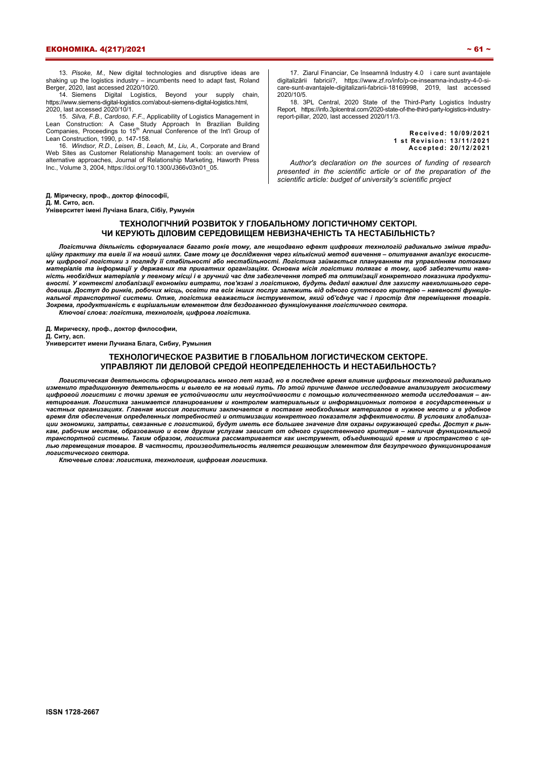13. *Pisoke, M.*, New digital technologies and disruptive ideas are shaking up the logistics industry – incumbents need to adapt fast, Roland Berger, 2020, last accessed 2020/10/20.

14. Siemens Digital Logistics, Beyond your supply chain, https://www.siemens-digital-logistics.com/about-siemens-digital-logistics.html, 2020, last accessed 2020/10/1.

15. *Silva, F.B., Cardoso, F.F.*, Applicability of Logistics Management in Lean Construction: A Case Study Approach In Brazilian Building Companies, Proceedings to 15th Annual Conference of the Int'l Group of Lean Construction, 1990, p. 147-158.

16. *Windsor, R.D., Leisen, B., Leach, M., Liu, A.*, Corporate and Brand Web Sites as Customer Relationship Management tools: an overview of alternative approaches, Journal of Relationship Marketing, Haworth Press Inc., Volume 3, 2004, https://doi.org/10.1300/J366v03n01_05.

17. Ziarul Financiar, Ce înseamnă Industry 4.0 i care sunt avantajele digitalizării fabricii?, https://www.zf.ro/info/p-ce-inseamna-industry-4-0-si-care-sunt-avantajele-digitalizarii-fabricii-18169998, 2019, last accessed 2020/10/5.

18. 3PL Central, 2020 State of the Third-Party Logistics Industry Report, https://info.3plcentral.com/2020-state-of-the-third-party-logistics-industry-report-pillar, 2020, last accessed 2020/11/3.

**Received: 10/09/2021**
**1 st Revision: 13/11/2021**
**Accepted: 20/12/2021**

*Author's declaration on the sources of funding of research presented in the scientific article or of the preparation of the scientific article: budget of university's scientific project*

**Д. Мірическу, проф., доктор філософії,**
**Д. М. Сито, асп.**
**Університет імені Лучіана Блага, Сібіу, Румунія**

## ТЕХНОЛОГІЧНИЙ РОЗВИТОК У ГЛОБАЛЬНОМУ ЛОГІСТИЧНОМУ СЕКТОРІ. ЧИ КЕРУЮТЬ ДІЛОВИМ СЕРЕДОВИЩЕМ НЕВИЗНАЧЕНІСТЬ ТА НЕСТАБІЛЬНІСТЬ?

***Логістична діяльність сформувалася багато років тому, але нещодавно ефект цифрових технологій радикально змінив традиційну практику та вивів її на новий шлях. Саме тому це дослідження через кількісний метод вивчення – опитування аналізує екосистему цифрової логістики з погляду її стабільності або нестабільності. Логістика займається плануванням та управлінням потоками матеріалів та інформації у державних та приватних організаціях. Основна місія логістики полягає в тому, щоб забезпечити наявність необхідних матеріалів у певному місці і в зручний час для забезпечення потреб та оптимізації конкретного показника продуктивності. У контексті глобалізації економіки витрати, пов'язані з логістикою, будуть дедалі важливі для захисту навколишнього середовища. Доступ до ринків, робочих місць, освіти та всіх інших послуг залежить від одного суттєвого критерію – наявності функціональної транспортної системи. Отже, логістика вважається інструментом, який об'єднує час і простір для переміщення товарів. Зокрема, продуктивність є вирішальним елементом для бездоганного функціонування логістичного сектора.***

***Ключові слова: логістика, технологія, цифрова логістика.***

**Д. Мирическу, проф., доктор философии,**
**Д. Ситу, асп.**
**Университет имени Лучиана Блага, Сибиу, Румыния**

## ТЕХНОЛОГИЧЕСКОЕ РАЗВИТИЕ В ГЛОБАЛЬНОМ ЛОГИСТИЧЕСКОМ СЕКТОРЕ. УПРАВЛЯЮТ ЛИ ДЕЛОВОЙ СРЕДОЙ НЕОПРЕДЕЛЕННОСТЬ И НЕСТАБИЛЬНОСТЬ?

***Логистическая деятельность сформировалась много лет назад, но в последнее время влияние цифровых технологий радикально изменило традиционную деятельность и вывело ее на новый путь. По этой причине данное исследование анализирует экосистему цифровой логистики с точки зрения ее устойчивости или неустойчивости с помощью количественного метода исследования – анкетирования. Логистика занимается планированием и контролем материальных и информационных потоков в государственных и частных организациях. Главная миссия логистики заключается в поставке необходимых материалов в нужное место и в удобное время для обеспечения определенных потребностей и оптимизации конкретного показателя эффективности. В условиях глобализации экономики, затраты, связанные с логистикой, будут иметь все большее значение для охраны окружающей среды. Доступ к рынкам, рабочим местам, образованию и всем другим услугам зависит от одного существенного критерия – наличия функциональной транспортной системы. Таким образом, логистика рассматривается как инструмент, объединяющий время и пространство с целью перемещения товаров. В частности, производительность является решающим элементом для безупречного функционирования логистического сектора.***

***Ключевые слова: логистика, технология, цифровая логистика.***